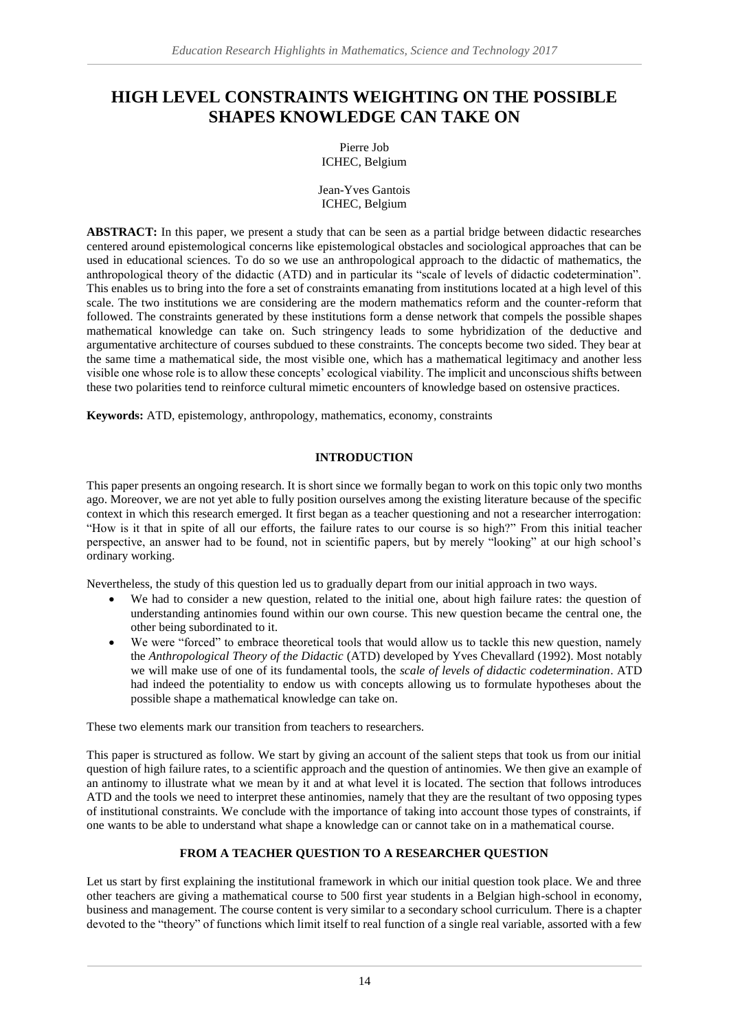# HIGH LEVEL CONSTRAINTS WEIGHTING ON THE POSSIBLE SHAPES KNOWLEDGE CAN TAKE ON

Pierre Job
ICHEC, Belgium

Jean-Yves Gantois
ICHEC, Belgium

**ABSTRACT:** In this paper, we present a study that can be seen as a partial bridge between didactic researches centered around epistemological concerns like epistemological obstacles and sociological approaches that can be used in educational sciences. To do so we use an anthropological approach to the didactic of mathematics, the anthropological theory of the didactic (ATD) and in particular its "scale of levels of didactic codetermination". This enables us to bring into the fore a set of constraints emanating from institutions located at a high level of this scale. The two institutions we are considering are the modern mathematics reform and the counter-reform that followed. The constraints generated by these institutions form a dense network that compels the possible shapes mathematical knowledge can take on. Such stringency leads to some hybridization of the deductive and argumentative architecture of courses subdued to these constraints. The concepts become two sided. They bear at the same time a mathematical side, the most visible one, which has a mathematical legitimacy and another less visible one whose role is to allow these concepts' ecological viability. The implicit and unconscious shifts between these two polarities tend to reinforce cultural mimetic encounters of knowledge based on ostensive practices.

**Keywords:** ATD, epistemology, anthropology, mathematics, economy, constraints

## INTRODUCTION

This paper presents an ongoing research. It is short since we formally began to work on this topic only two months ago. Moreover, we are not yet able to fully position ourselves among the existing literature because of the specific context in which this research emerged. It first began as a teacher questioning and not a researcher interrogation: "How is it that in spite of all our efforts, the failure rates to our course is so high?" From this initial teacher perspective, an answer had to be found, not in scientific papers, but by merely "looking" at our high school's ordinary working.

Nevertheless, the study of this question led us to gradually depart from our initial approach in two ways.

- We had to consider a new question, related to the initial one, about high failure rates: the question of understanding antinomies found within our own course. This new question became the central one, the other being subordinated to it.
- We were "forced" to embrace theoretical tools that would allow us to tackle this new question, namely the *Anthropological Theory of the Didactic* (ATD) developed by Yves Chevallard (1992). Most notably we will make use of one of its fundamental tools, the *scale of levels of didactic codetermination*. ATD had indeed the potentiality to endow us with concepts allowing us to formulate hypotheses about the possible shape a mathematical knowledge can take on.

These two elements mark our transition from teachers to researchers.

This paper is structured as follow. We start by giving an account of the salient steps that took us from our initial question of high failure rates, to a scientific approach and the question of antinomies. We then give an example of an antinomy to illustrate what we mean by it and at what level it is located. The section that follows introduces ATD and the tools we need to interpret these antinomies, namely that they are the resultant of two opposing types of institutional constraints. We conclude with the importance of taking into account those types of constraints, if one wants to be able to understand what shape a knowledge can or cannot take on in a mathematical course.

## FROM A TEACHER QUESTION TO A RESEARCHER QUESTION

Let us start by first explaining the institutional framework in which our initial question took place. We and three other teachers are giving a mathematical course to 500 first year students in a Belgian high-school in economy, business and management. The course content is very similar to a secondary school curriculum. There is a chapter devoted to the "theory" of functions which limit itself to real function of a single real variable, assorted with a few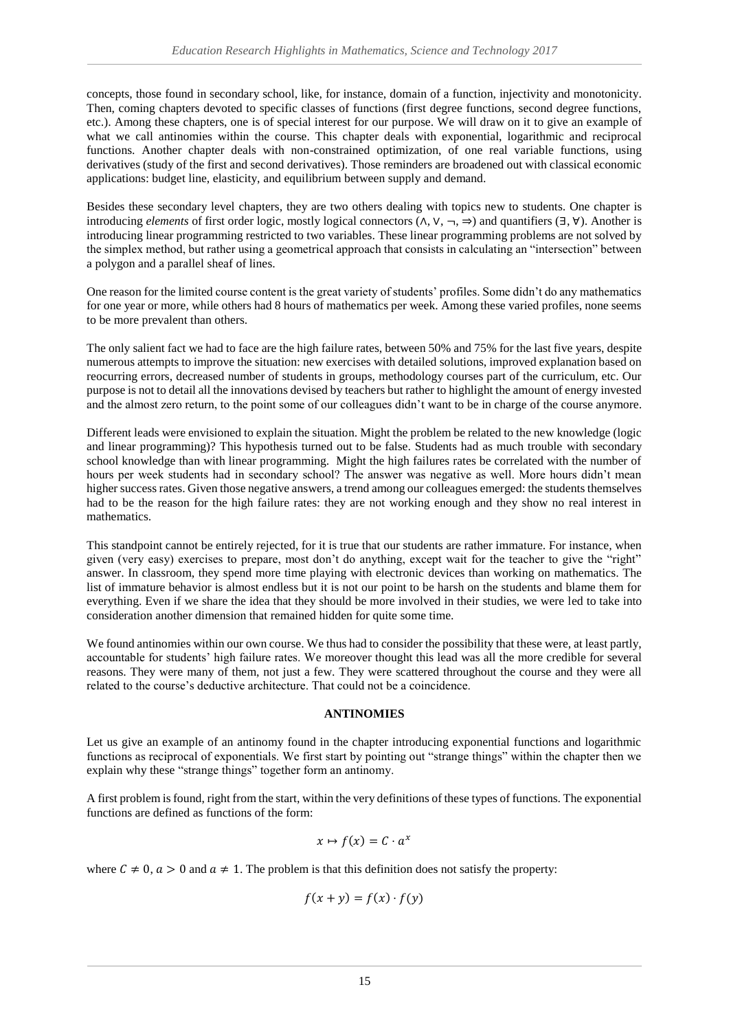concepts, those found in secondary school, like, for instance, domain of a function, injectivity and monotonicity. Then, coming chapters devoted to specific classes of functions (first degree functions, second degree functions, etc.). Among these chapters, one is of special interest for our purpose. We will draw on it to give an example of what we call antinomies within the course. This chapter deals with exponential, logarithmic and reciprocal functions. Another chapter deals with non-constrained optimization, of one real variable functions, using derivatives (study of the first and second derivatives). Those reminders are broadened out with classical economic applications: budget line, elasticity, and equilibrium between supply and demand.

Besides these secondary level chapters, they are two others dealing with topics new to students. One chapter is introducing *elements* of first order logic, mostly logical connectors ($\wedge, \vee, \neg, \Rightarrow$) and quantifiers ($\exists, \forall$). Another is introducing linear programming restricted to two variables. These linear programming problems are not solved by the simplex method, but rather using a geometrical approach that consists in calculating an "intersection" between a polygon and a parallel sheaf of lines.

One reason for the limited course content is the great variety of students' profiles. Some didn't do any mathematics for one year or more, while others had 8 hours of mathematics per week. Among these varied profiles, none seems to be more prevalent than others.

The only salient fact we had to face are the high failure rates, between 50% and 75% for the last five years, despite numerous attempts to improve the situation: new exercises with detailed solutions, improved explanation based on reocurring errors, decreased number of students in groups, methodology courses part of the curriculum, etc. Our purpose is not to detail all the innovations devised by teachers but rather to highlight the amount of energy invested and the almost zero return, to the point some of our colleagues didn't want to be in charge of the course anymore.

Different leads were envisioned to explain the situation. Might the problem be related to the new knowledge (logic and linear programming)? This hypothesis turned out to be false. Students had as much trouble with secondary school knowledge than with linear programming. Might the high failures rates be correlated with the number of hours per week students had in secondary school? The answer was negative as well. More hours didn't mean higher success rates. Given those negative answers, a trend among our colleagues emerged: the students themselves had to be the reason for the high failure rates: they are not working enough and they show no real interest in mathematics.

This standpoint cannot be entirely rejected, for it is true that our students are rather immature. For instance, when given (very easy) exercises to prepare, most don't do anything, except wait for the teacher to give the "right" answer. In classroom, they spend more time playing with electronic devices than working on mathematics. The list of immature behavior is almost endless but it is not our point to be harsh on the students and blame them for everything. Even if we share the idea that they should be more involved in their studies, we were led to take into consideration another dimension that remained hidden for quite some time.

We found antinomies within our own course. We thus had to consider the possibility that these were, at least partly, accountable for students' high failure rates. We moreover thought this lead was all the more credible for several reasons. They were many of them, not just a few. They were scattered throughout the course and they were all related to the course's deductive architecture. That could not be a coincidence.

## ANTINOMIES

Let us give an example of an antinomy found in the chapter introducing exponential functions and logarithmic functions as reciprocal of exponentials. We first start by pointing out "strange things" within the chapter then we explain why these "strange things" together form an antinomy.

A first problem is found, right from the start, within the very definitions of these types of functions. The exponential functions are defined as functions of the form:

$$x \mapsto f(x) = C \cdot a^x$$

where $C \neq 0$, $a > 0$ and $a \neq 1$. The problem is that this definition does not satisfy the property:

$$f(x + y) = f(x) \cdot f(y)$$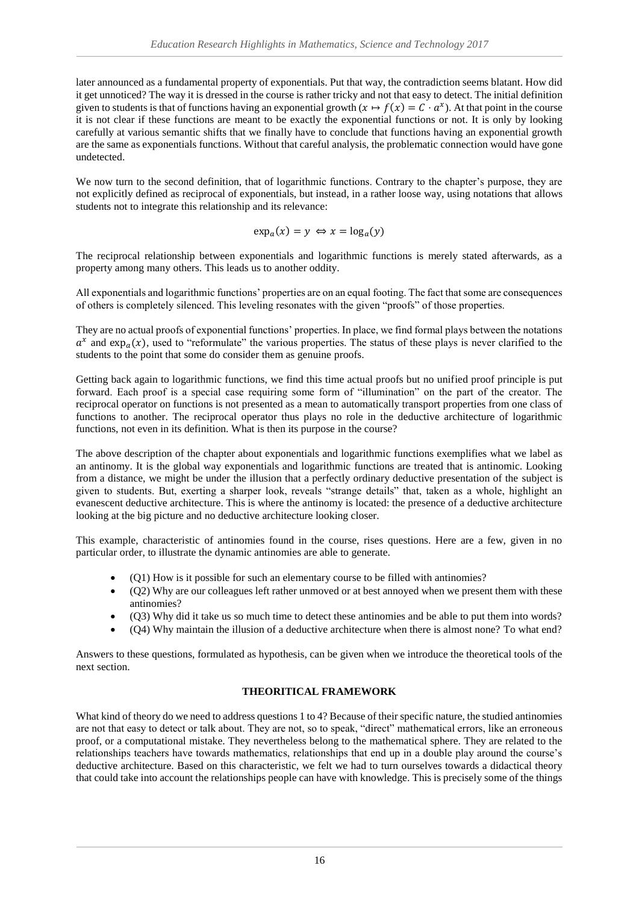later announced as a fundamental property of exponentials. Put that way, the contradiction seems blatant. How did it get unnoticed? The way it is dressed in the course is rather tricky and not that easy to detect. The initial definition given to students is that of functions having an exponential growth ($x \mapsto f(x) = C \cdot a^x$). At that point in the course it is not clear if these functions are meant to be exactly the exponential functions or not. It is only by looking carefully at various semantic shifts that we finally have to conclude that functions having an exponential growth are the same as exponentials functions. Without that careful analysis, the problematic connection would have gone undetected.

We now turn to the second definition, that of logarithmic functions. Contrary to the chapter's purpose, they are not explicitly defined as reciprocal of exponentials, but instead, in a rather loose way, using notations that allows students not to integrate this relationship and its relevance:

$$\exp_a(x) = y \Leftrightarrow x = \log_a(y)$$

The reciprocal relationship between exponentials and logarithmic functions is merely stated afterwards, as a property among many others. This leads us to another oddity.

All exponentials and logarithmic functions' properties are on an equal footing. The fact that some are consequences of others is completely silenced. This leveling resonates with the given "proofs" of those properties.

They are no actual proofs of exponential functions' properties. In place, we find formal plays between the notations $a^x$ and $\exp_a(x)$, used to "reformulate" the various properties. The status of these plays is never clarified to the students to the point that some do consider them as genuine proofs.

Getting back again to logarithmic functions, we find this time actual proofs but no unified proof principle is put forward. Each proof is a special case requiring some form of "illumination" on the part of the creator. The reciprocal operator on functions is not presented as a mean to automatically transport properties from one class of functions to another. The reciprocal operator thus plays no role in the deductive architecture of logarithmic functions, not even in its definition. What is then its purpose in the course?

The above description of the chapter about exponentials and logarithmic functions exemplifies what we label as an antinomy. It is the global way exponentials and logarithmic functions are treated that is antinomic. Looking from a distance, we might be under the illusion that a perfectly ordinary deductive presentation of the subject is given to students. But, exerting a sharper look, reveals "strange details" that, taken as a whole, highlight an evanescent deductive architecture. This is where the antinomy is located: the presence of a deductive architecture looking at the big picture and no deductive architecture looking closer.

This example, characteristic of antinomies found in the course, rises questions. Here are a few, given in no particular order, to illustrate the dynamic antinomies are able to generate.

- (Q1) How is it possible for such an elementary course to be filled with antinomies?
- (Q2) Why are our colleagues left rather unmoved or at best annoyed when we present them with these antinomies?
- (Q3) Why did it take us so much time to detect these antinomies and be able to put them into words?
- (Q4) Why maintain the illusion of a deductive architecture when there is almost none? To what end?

Answers to these questions, formulated as hypothesis, can be given when we introduce the theoretical tools of the next section.

## THEORITICAL FRAMEWORK

What kind of theory do we need to address questions 1 to 4? Because of their specific nature, the studied antinomies are not that easy to detect or talk about. They are not, so to speak, "direct" mathematical errors, like an erroneous proof, or a computational mistake. They nevertheless belong to the mathematical sphere. They are related to the relationships teachers have towards mathematics, relationships that end up in a double play around the course's deductive architecture. Based on this characteristic, we felt we had to turn ourselves towards a didactical theory that could take into account the relationships people can have with knowledge. This is precisely some of the things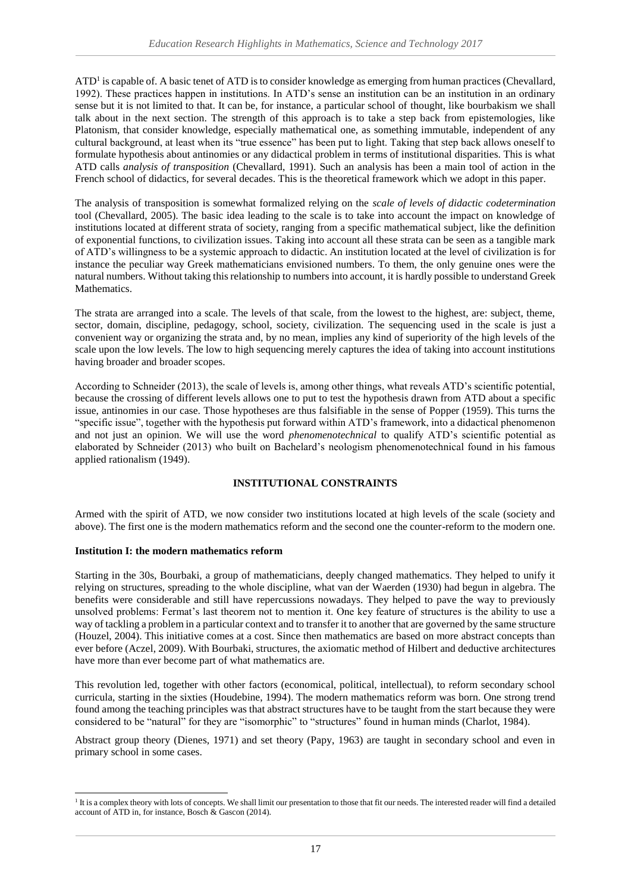ATD[1] is capable of. A basic tenet of ATD is to consider knowledge as emerging from human practices (Chevallard, 1992). These practices happen in institutions. In ATD's sense an institution can be an institution in an ordinary sense but it is not limited to that. It can be, for instance, a particular school of thought, like bourbakism we shall talk about in the next section. The strength of this approach is to take a step back from epistemologies, like Platonism, that consider knowledge, especially mathematical one, as something immutable, independent of any cultural background, at least when its "true essence" has been put to light. Taking that step back allows oneself to formulate hypothesis about antinomies or any didactical problem in terms of institutional disparities. This is what ATD calls *analysis of transposition* (Chevallard, 1991). Such an analysis has been a main tool of action in the French school of didactics, for several decades. This is the theoretical framework which we adopt in this paper.

The analysis of transposition is somewhat formalized relying on the *scale of levels of didactic codetermination* tool (Chevallard, 2005). The basic idea leading to the scale is to take into account the impact on knowledge of institutions located at different strata of society, ranging from a specific mathematical subject, like the definition of exponential functions, to civilization issues. Taking into account all these strata can be seen as a tangible mark of ATD's willingness to be a systemic approach to didactic. An institution located at the level of civilization is for instance the peculiar way Greek mathematicians envisioned numbers. To them, the only genuine ones were the natural numbers. Without taking this relationship to numbers into account, it is hardly possible to understand Greek Mathematics.

The strata are arranged into a scale. The levels of that scale, from the lowest to the highest, are: subject, theme, sector, domain, discipline, pedagogy, school, society, civilization. The sequencing used in the scale is just a convenient way or organizing the strata and, by no mean, implies any kind of superiority of the high levels of the scale upon the low levels. The low to high sequencing merely captures the idea of taking into account institutions having broader and broader scopes.

According to Schneider (2013), the scale of levels is, among other things, what reveals ATD's scientific potential, because the crossing of different levels allows one to put to test the hypothesis drawn from ATD about a specific issue, antinomies in our case. Those hypotheses are thus falsifiable in the sense of Popper (1959). This turns the "specific issue", together with the hypothesis put forward within ATD's framework, into a didactical phenomenon and not just an opinion. We will use the word *phenomenotechnical* to qualify ATD's scientific potential as elaborated by Schneider (2013) who built on Bachelard's neologism phenomenotechnical found in his famous applied rationalism (1949).

## INSTITUTIONAL CONSTRAINTS

Armed with the spirit of ATD, we now consider two institutions located at high levels of the scale (society and above). The first one is the modern mathematics reform and the second one the counter-reform to the modern one.

### Institution I: the modern mathematics reform

Starting in the 30s, Bourbaki, a group of mathematicians, deeply changed mathematics. They helped to unify it relying on structures, spreading to the whole discipline, what van der Waerden (1930) had begun in algebra. The benefits were considerable and still have repercussions nowadays. They helped to pave the way to previously unsolved problems: Fermat's last theorem not to mention it. One key feature of structures is the ability to use a way of tackling a problem in a particular context and to transfer it to another that are governed by the same structure (Houzel, 2004). This initiative comes at a cost. Since then mathematics are based on more abstract concepts than ever before (Aczel, 2009). With Bourbaki, structures, the axiomatic method of Hilbert and deductive architectures have more than ever become part of what mathematics are.

This revolution led, together with other factors (economical, political, intellectual), to reform secondary school curricula, starting in the sixties (Houdebine, 1994). The modern mathematics reform was born. One strong trend found among the teaching principles was that abstract structures have to be taught from the start because they were considered to be "natural" for they are "isomorphic" to "structures" found in human minds (Charlot, 1984).

Abstract group theory (Dienes, 1971) and set theory (Papy, 1963) are taught in secondary school and even in primary school in some cases.

[1] It is a complex theory with lots of concepts. We shall limit our presentation to those that fit our needs. The interested reader will find a detailed account of ATD in, for instance, Bosch & Gascon (2014).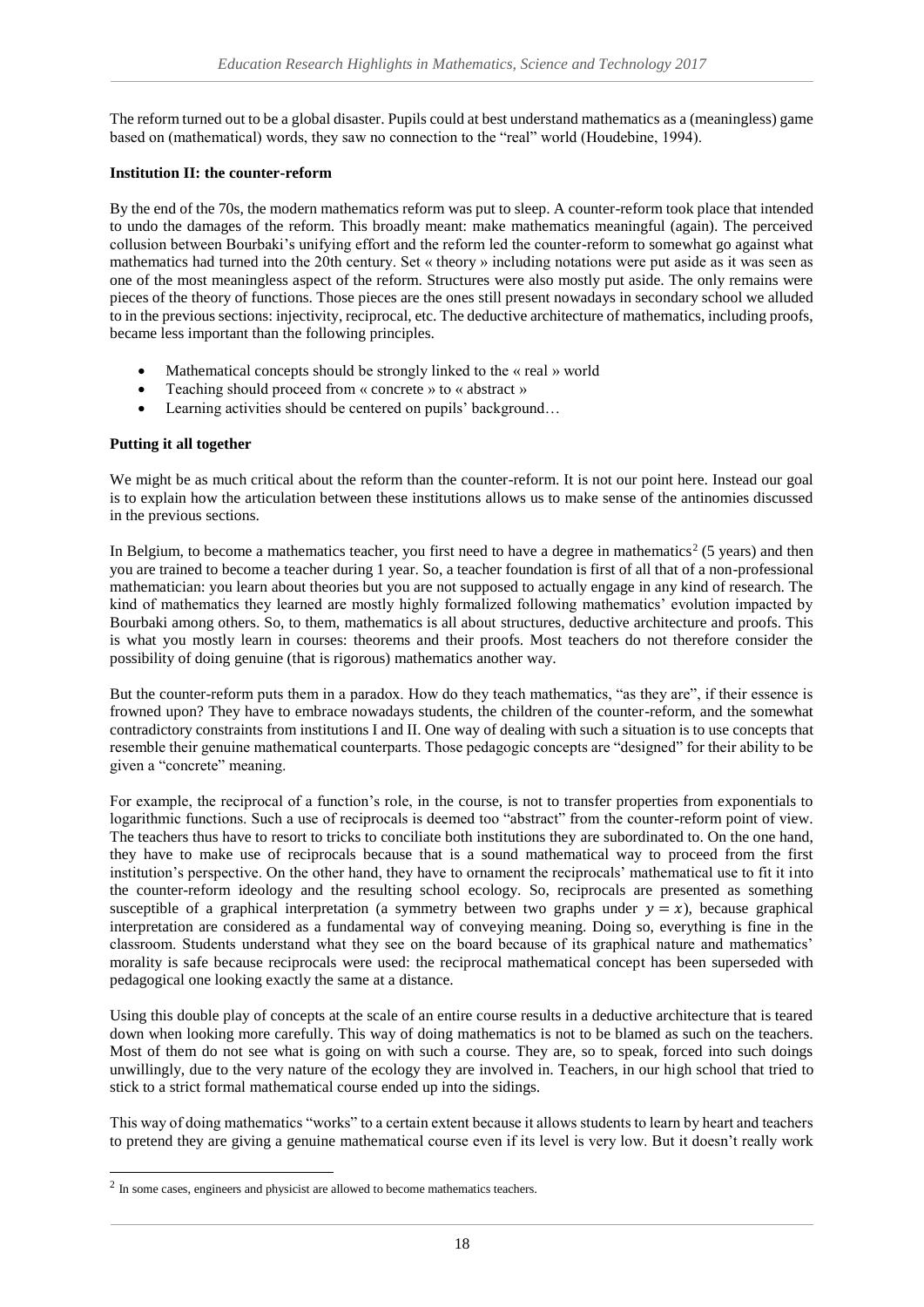The reform turned out to be a global disaster. Pupils could at best understand mathematics as a (meaningless) game based on (mathematical) words, they saw no connection to the "real" world (Houdebine, 1994).

**Institution II: the counter-reform**

By the end of the 70s, the modern mathematics reform was put to sleep. A counter-reform took place that intended to undo the damages of the reform. This broadly meant: make mathematics meaningful (again). The perceived collusion between Bourbaki's unifying effort and the reform led the counter-reform to somewhat go against what mathematics had turned into the 20th century. Set « theory » including notations were put aside as it was seen as one of the most meaningless aspect of the reform. Structures were also mostly put aside. The only remains were pieces of the theory of functions. Those pieces are the ones still present nowadays in secondary school we alluded to in the previous sections: injectivity, reciprocal, etc. The deductive architecture of mathematics, including proofs, became less important than the following principles.

- Mathematical concepts should be strongly linked to the « real » world
- Teaching should proceed from « concrete » to « abstract »
- Learning activities should be centered on pupils' background…

**Putting it all together**

We might be as much critical about the reform than the counter-reform. It is not our point here. Instead our goal is to explain how the articulation between these institutions allows us to make sense of the antinomies discussed in the previous sections.

In Belgium, to become a mathematics teacher, you first need to have a degree in mathematics[2] (5 years) and then you are trained to become a teacher during 1 year. So, a teacher foundation is first of all that of a non-professional mathematician: you learn about theories but you are not supposed to actually engage in any kind of research. The kind of mathematics they learned are mostly highly formalized following mathematics' evolution impacted by Bourbaki among others. So, to them, mathematics is all about structures, deductive architecture and proofs. This is what you mostly learn in courses: theorems and their proofs. Most teachers do not therefore consider the possibility of doing genuine (that is rigorous) mathematics another way.

But the counter-reform puts them in a paradox. How do they teach mathematics, "as they are", if their essence is frowned upon? They have to embrace nowadays students, the children of the counter-reform, and the somewhat contradictory constraints from institutions I and II. One way of dealing with such a situation is to use concepts that resemble their genuine mathematical counterparts. Those pedagogic concepts are "designed" for their ability to be given a "concrete" meaning.

For example, the reciprocal of a function's role, in the course, is not to transfer properties from exponentials to logarithmic functions. Such a use of reciprocals is deemed too "abstract" from the counter-reform point of view. The teachers thus have to resort to tricks to conciliate both institutions they are subordinated to. On the one hand, they have to make use of reciprocals because that is a sound mathematical way to proceed from the first institution's perspective. On the other hand, they have to ornament the reciprocals' mathematical use to fit it into the counter-reform ideology and the resulting school ecology. So, reciprocals are presented as something susceptible of a graphical interpretation (a symmetry between two graphs under $y = x$), because graphical interpretation are considered as a fundamental way of conveying meaning. Doing so, everything is fine in the classroom. Students understand what they see on the board because of its graphical nature and mathematics' morality is safe because reciprocals were used: the reciprocal mathematical concept has been superseded with pedagogical one looking exactly the same at a distance.

Using this double play of concepts at the scale of an entire course results in a deductive architecture that is teared down when looking more carefully. This way of doing mathematics is not to be blamed as such on the teachers. Most of them do not see what is going on with such a course. They are, so to speak, forced into such doings unwillingly, due to the very nature of the ecology they are involved in. Teachers, in our high school that tried to stick to a strict formal mathematical course ended up into the sidings.

This way of doing mathematics "works" to a certain extent because it allows students to learn by heart and teachers to pretend they are giving a genuine mathematical course even if its level is very low. But it doesn't really work

[2] In some cases, engineers and physicist are allowed to become mathematics teachers.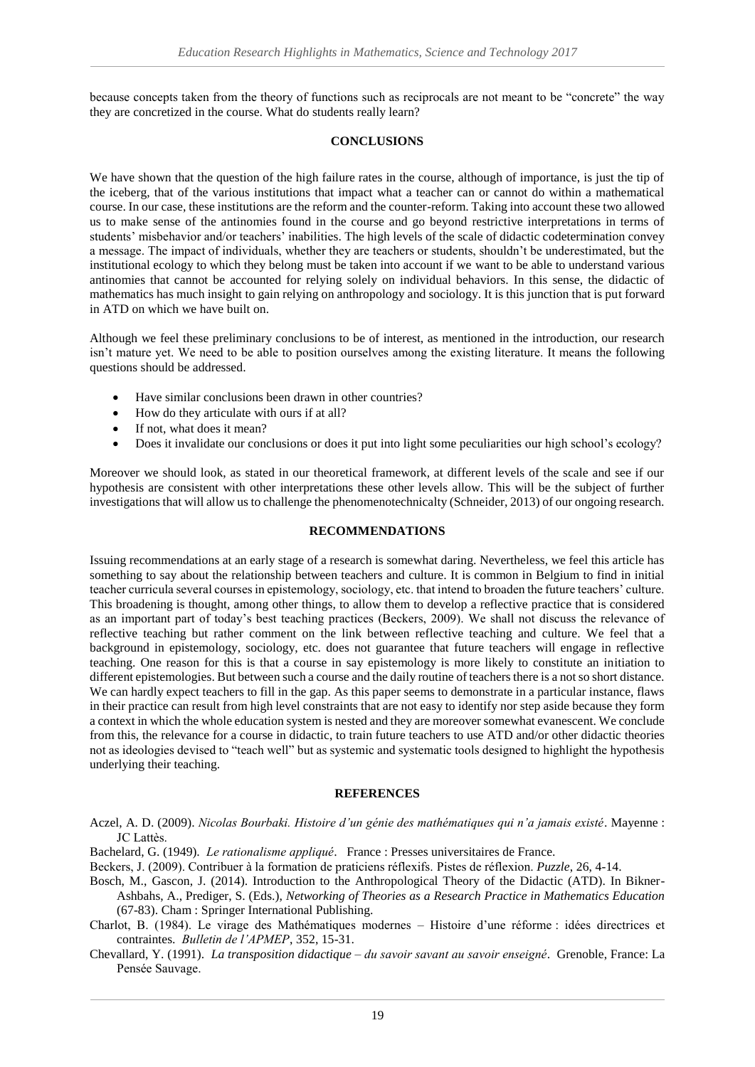because concepts taken from the theory of functions such as reciprocals are not meant to be "concrete" the way they are concretized in the course. What do students really learn?

## CONCLUSIONS

We have shown that the question of the high failure rates in the course, although of importance, is just the tip of the iceberg, that of the various institutions that impact what a teacher can or cannot do within a mathematical course. In our case, these institutions are the reform and the counter-reform. Taking into account these two allowed us to make sense of the antinomies found in the course and go beyond restrictive interpretations in terms of students' misbehavior and/or teachers' inabilities. The high levels of the scale of didactic codetermination convey a message. The impact of individuals, whether they are teachers or students, shouldn't be underestimated, but the institutional ecology to which they belong must be taken into account if we want to be able to understand various antinomies that cannot be accounted for relying solely on individual behaviors. In this sense, the didactic of mathematics has much insight to gain relying on anthropology and sociology. It is this junction that is put forward in ATD on which we have built on.

Although we feel these preliminary conclusions to be of interest, as mentioned in the introduction, our research isn't mature yet. We need to be able to position ourselves among the existing literature. It means the following questions should be addressed.

- Have similar conclusions been drawn in other countries?
- How do they articulate with ours if at all?
- If not, what does it mean?
- Does it invalidate our conclusions or does it put into light some peculiarities our high school's ecology?

Moreover we should look, as stated in our theoretical framework, at different levels of the scale and see if our hypothesis are consistent with other interpretations these other levels allow. This will be the subject of further investigations that will allow us to challenge the phenomenotechnicalty (Schneider, 2013) of our ongoing research.

## RECOMMENDATIONS

Issuing recommendations at an early stage of a research is somewhat daring. Nevertheless, we feel this article has something to say about the relationship between teachers and culture. It is common in Belgium to find in initial teacher curricula several courses in epistemology, sociology, etc. that intend to broaden the future teachers' culture. This broadening is thought, among other things, to allow them to develop a reflective practice that is considered as an important part of today's best teaching practices (Beckers, 2009). We shall not discuss the relevance of reflective teaching but rather comment on the link between reflective teaching and culture. We feel that a background in epistemology, sociology, etc. does not guarantee that future teachers will engage in reflective teaching. One reason for this is that a course in say epistemology is more likely to constitute an initiation to different epistemologies. But between such a course and the daily routine of teachers there is a not so short distance. We can hardly expect teachers to fill in the gap. As this paper seems to demonstrate in a particular instance, flaws in their practice can result from high level constraints that are not easy to identify nor step aside because they form a context in which the whole education system is nested and they are moreover somewhat evanescent. We conclude from this, the relevance for a course in didactic, to train future teachers to use ATD and/or other didactic theories not as ideologies devised to "teach well" but as systemic and systematic tools designed to highlight the hypothesis underlying their teaching.

## REFERENCES

Aczel, A. D. (2009). *Nicolas Bourbaki. Histoire d'un génie des mathématiques qui n'a jamais existé*. Mayenne : JC Lattès.

Bachelard, G. (1949). *Le rationalisme appliqué*. France : Presses universitaires de France.

Beckers, J. (2009). Contribuer à la formation de praticiens réflexifs. Pistes de réflexion. *Puzzle*, 26, 4-14.

Bosch, M., Gascon, J. (2014). Introduction to the Anthropological Theory of the Didactic (ATD). In Bikner-Ashbahs, A., Prediger, S. (Eds.), *Networking of Theories as a Research Practice in Mathematics Education* (67-83). Cham : Springer International Publishing.

Charlot, B. (1984). Le virage des Mathématiques modernes – Histoire d'une réforme : idées directrices et contraintes. *Bulletin de l'APMEP*, 352, 15-31.

Chevallard, Y. (1991). *La transposition didactique – du savoir savant au savoir enseigné*. Grenoble, France: La Pensée Sauvage.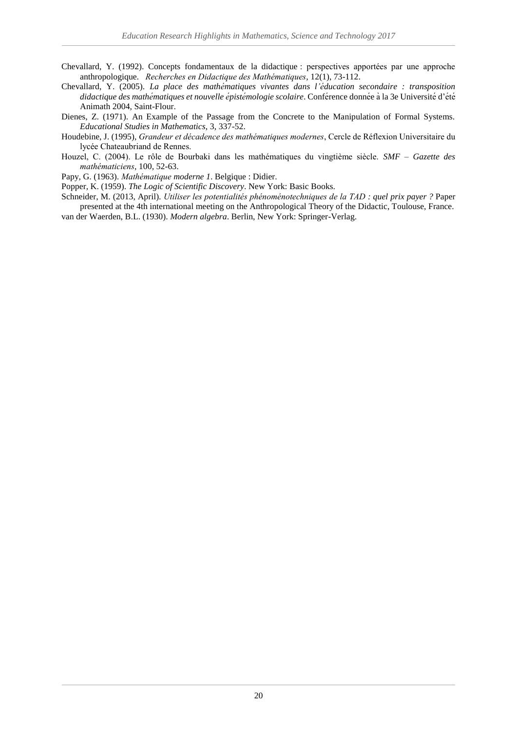Chevallard, Y. (1992). Concepts fondamentaux de la didactique : perspectives apportées par une approche anthropologique. *Recherches en Didactique des Mathématiques*, 12(1), 73-112.

Chevallard, Y. (2005). *La place des mathématiques vivantes dans l'éducation secondaire : transposition didactique des mathématiques et nouvelle épistémologie scolaire*. Conférence donnée à la 3e Université d'été Animath 2004, Saint-Flour.

Dienes, Z. (1971). An Example of the Passage from the Concrete to the Manipulation of Formal Systems. *Educational Studies in Mathematics*, 3, 337-52.

Houdebine, J. (1995), *Grandeur et décadence des mathématiques modernes*, Cercle de Réflexion Universitaire du lycée Chateaubriand de Rennes.

Houzel, C. (2004). Le rôle de Bourbaki dans les mathématiques du vingtième siècle. *SMF – Gazette des mathématiciens*, 100, 52-63.

Papy, G. (1963). *Mathématique moderne 1*. Belgique : Didier.

Popper, K. (1959). *The Logic of Scientific Discovery*. New York: Basic Books.

Schneider, M. (2013, April). *Utiliser les potentialités phénoménotechniques de la TAD : quel prix payer ?* Paper presented at the 4th international meeting on the Anthropological Theory of the Didactic, Toulouse, France.

van der Waerden, B.L. (1930). *Modern algebra*. Berlin, New York: Springer-Verlag.